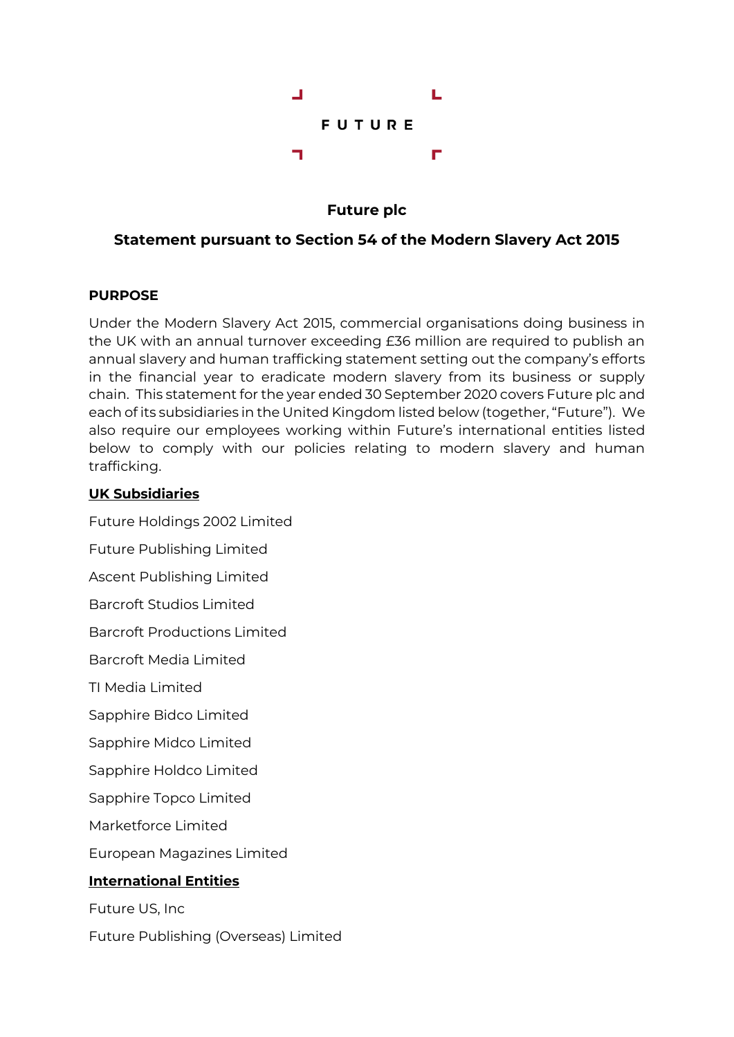FUTURE

# Future plc

## Statement pursuant to Section 54 of the Modern Slavery Act 2015

**PURPOSE**

Under the Modern Slavery Act 2015, commercial organisations doing business in the UK with an annual turnover exceeding £36 million are required to publish an annual slavery and human trafficking statement setting out the company's efforts in the financial year to eradicate modern slavery from its business or supply chain. This statement for the year ended 30 September 2020 covers Future plc and each of its subsidiaries in the United Kingdom listed below (together, "Future"). We also require our employees working within Future's international entities listed below to comply with our policies relating to modern slavery and human trafficking.

**UK Subsidiaries**

Future Holdings 2002 Limited

Future Publishing Limited

Ascent Publishing Limited

Barcroft Studios Limited

Barcroft Productions Limited

Barcroft Media Limited

TI Media Limited

Sapphire Bidco Limited

Sapphire Midco Limited

Sapphire Holdco Limited

Sapphire Topco Limited

Marketforce Limited

European Magazines Limited

**International Entities**

Future US, Inc

Future Publishing (Overseas) Limited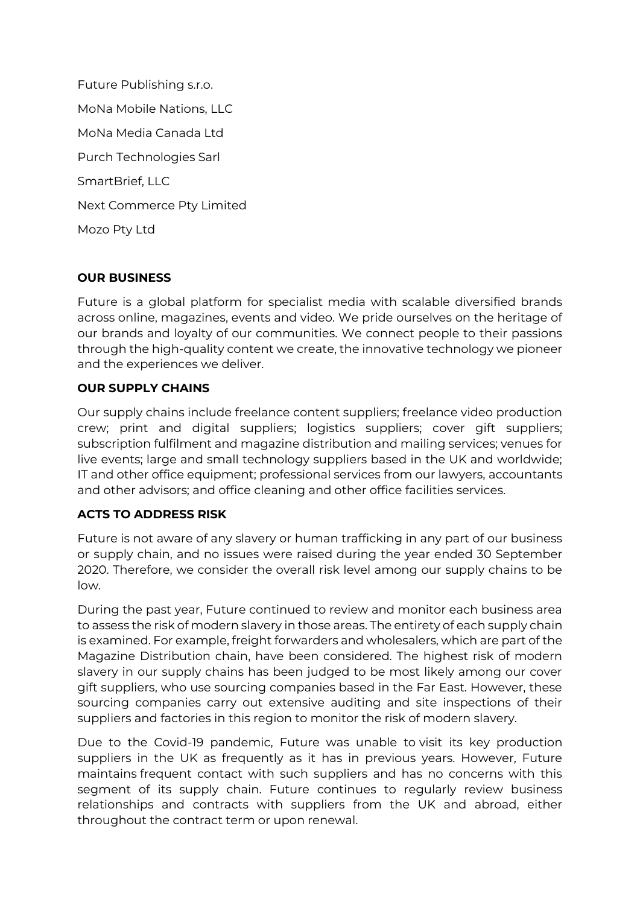Future Publishing s.r.o.

MoNa Mobile Nations, LLC

MoNa Media Canada Ltd

Purch Technologies Sarl

SmartBrief, LLC

Next Commerce Pty Limited

Mozo Pty Ltd

**OUR BUSINESS**

Future is a global platform for specialist media with scalable diversified brands across online, magazines, events and video. We pride ourselves on the heritage of our brands and loyalty of our communities. We connect people to their passions through the high-quality content we create, the innovative technology we pioneer and the experiences we deliver.

**OUR SUPPLY CHAINS**

Our supply chains include freelance content suppliers; freelance video production crew; print and digital suppliers; logistics suppliers; cover gift suppliers; subscription fulfilment and magazine distribution and mailing services; venues for live events; large and small technology suppliers based in the UK and worldwide; IT and other office equipment; professional services from our lawyers, accountants and other advisors; and office cleaning and other office facilities services.

**ACTS TO ADDRESS RISK**

Future is not aware of any slavery or human trafficking in any part of our business or supply chain, and no issues were raised during the year ended 30 September 2020. Therefore, we consider the overall risk level among our supply chains to be low.

During the past year, Future continued to review and monitor each business area to assess the risk of modern slavery in those areas. The entirety of each supply chain is examined. For example, freight forwarders and wholesalers, which are part of the Magazine Distribution chain, have been considered. The highest risk of modern slavery in our supply chains has been judged to be most likely among our cover gift suppliers, who use sourcing companies based in the Far East. However, these sourcing companies carry out extensive auditing and site inspections of their suppliers and factories in this region to monitor the risk of modern slavery.

Due to the Covid-19 pandemic, Future was unable to visit its key production suppliers in the UK as frequently as it has in previous years. However, Future maintains frequent contact with such suppliers and has no concerns with this segment of its supply chain. Future continues to regularly review business relationships and contracts with suppliers from the UK and abroad, either throughout the contract term or upon renewal.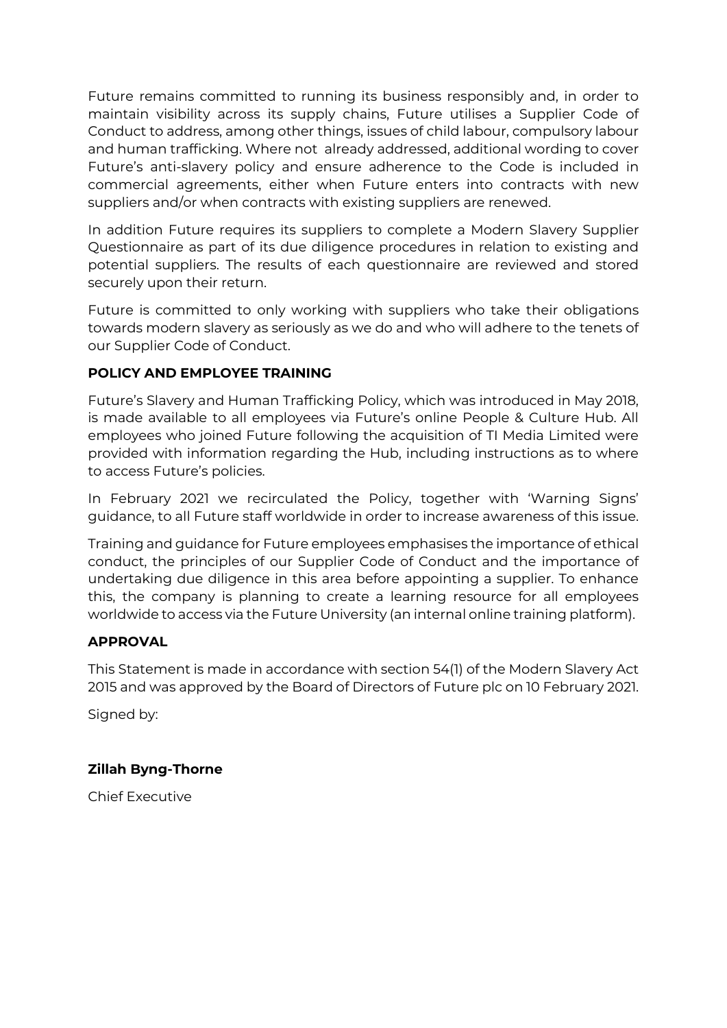Future remains committed to running its business responsibly and, in order to maintain visibility across its supply chains, Future utilises a Supplier Code of Conduct to address, among other things, issues of child labour, compulsory labour and human trafficking. Where not already addressed, additional wording to cover Future's anti-slavery policy and ensure adherence to the Code is included in commercial agreements, either when Future enters into contracts with new suppliers and/or when contracts with existing suppliers are renewed.

In addition Future requires its suppliers to complete a Modern Slavery Supplier Questionnaire as part of its due diligence procedures in relation to existing and potential suppliers. The results of each questionnaire are reviewed and stored securely upon their return.

Future is committed to only working with suppliers who take their obligations towards modern slavery as seriously as we do and who will adhere to the tenets of our Supplier Code of Conduct.

**POLICY AND EMPLOYEE TRAINING**

Future's Slavery and Human Trafficking Policy, which was introduced in May 2018, is made available to all employees via Future's online People & Culture Hub. All employees who joined Future following the acquisition of TI Media Limited were provided with information regarding the Hub, including instructions as to where to access Future's policies.

In February 2021 we recirculated the Policy, together with 'Warning Signs' guidance, to all Future staff worldwide in order to increase awareness of this issue.

Training and guidance for Future employees emphasises the importance of ethical conduct, the principles of our Supplier Code of Conduct and the importance of undertaking due diligence in this area before appointing a supplier. To enhance this, the company is planning to create a learning resource for all employees worldwide to access via the Future University (an internal online training platform).

**APPROVAL**

This Statement is made in accordance with section 54(1) of the Modern Slavery Act 2015 and was approved by the Board of Directors of Future plc on 10 February 2021.

Signed by:

**Zillah Byng-Thorne**

Chief Executive